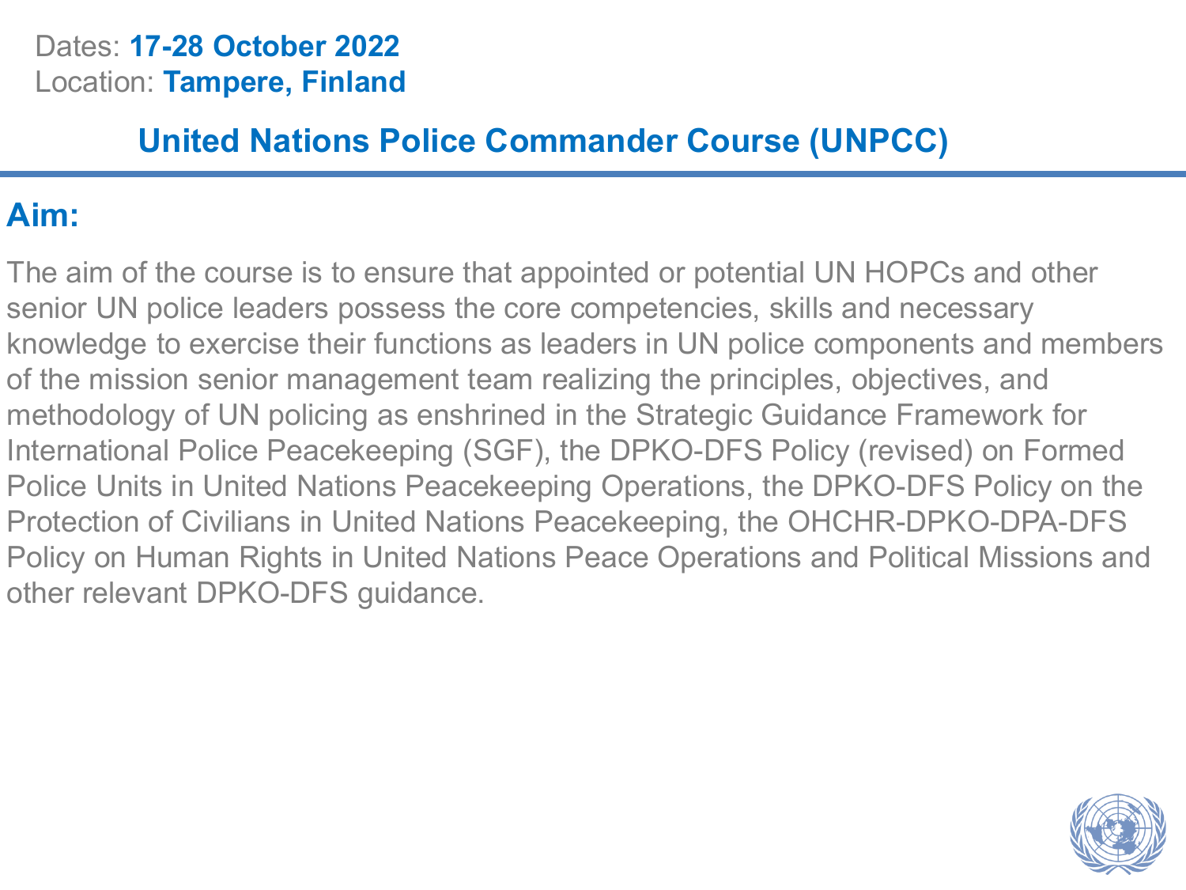Dates: **17-28 October 2022**
Location: **Tampere, Finland**

# United Nations Police Commander Course (UNPCC)

## Aim:

The aim of the course is to ensure that appointed or potential UN HOPCs and other senior UN police leaders possess the core competencies, skills and necessary knowledge to exercise their functions as leaders in UN police components and members of the mission senior management team realizing the principles, objectives, and methodology of UN policing as enshrined in the Strategic Guidance Framework for International Police Peacekeeping (SGF), the DPKO-DFS Policy (revised) on Formed Police Units in United Nations Peacekeeping Operations, the DPKO-DFS Policy on the Protection of Civilians in United Nations Peacekeeping, the OHCHR-DPKO-DPA-DFS Policy on Human Rights in United Nations Peace Operations and Political Missions and other relevant DPKO-DFS guidance.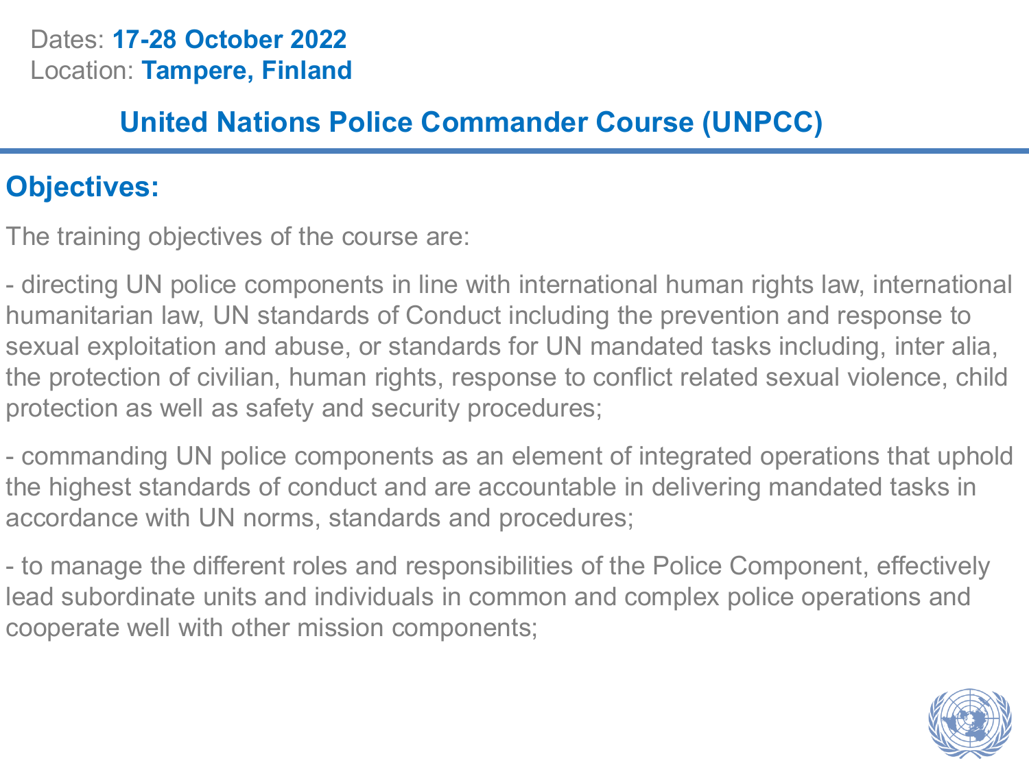Dates: **17-28 October 2022**
Location: **Tampere, Finland**

# United Nations Police Commander Course (UNPCC)

## Objectives:

The training objectives of the course are:

- directing UN police components in line with international human rights law, international humanitarian law, UN standards of Conduct including the prevention and response to sexual exploitation and abuse, or standards for UN mandated tasks including, inter alia, the protection of civilian, human rights, response to conflict related sexual violence, child protection as well as safety and security procedures;

- commanding UN police components as an element of integrated operations that uphold the highest standards of conduct and are accountable in delivering mandated tasks in accordance with UN norms, standards and procedures;

- to manage the different roles and responsibilities of the Police Component, effectively lead subordinate units and individuals in common and complex police operations and cooperate well with other mission components;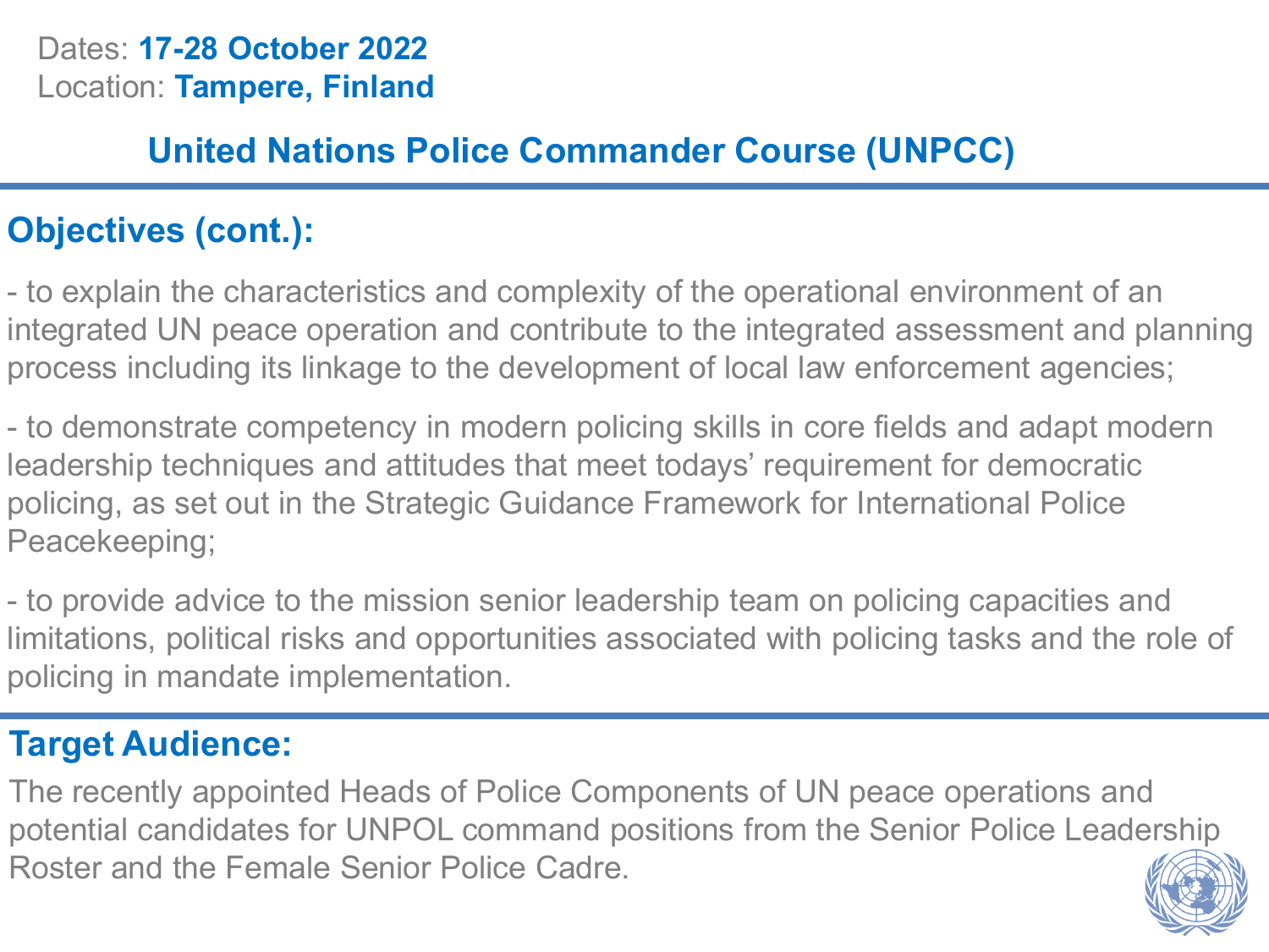Dates: **17-28 October 2022**
Location: **Tampere, Finland**

## United Nations Police Commander Course (UNPCC)

### Objectives (cont.):

- to explain the characteristics and complexity of the operational environment of an integrated UN peace operation and contribute to the integrated assessment and planning process including its linkage to the development of local law enforcement agencies;

- to demonstrate competency in modern policing skills in core fields and adapt modern leadership techniques and attitudes that meet todays' requirement for democratic policing, as set out in the Strategic Guidance Framework for International Police Peacekeeping;

- to provide advice to the mission senior leadership team on policing capacities and limitations, political risks and opportunities associated with policing tasks and the role of policing in mandate implementation.

### Target Audience:

The recently appointed Heads of Police Components of UN peace operations and potential candidates for UNPOL command positions from the Senior Police Leadership Roster and the Female Senior Police Cadre.